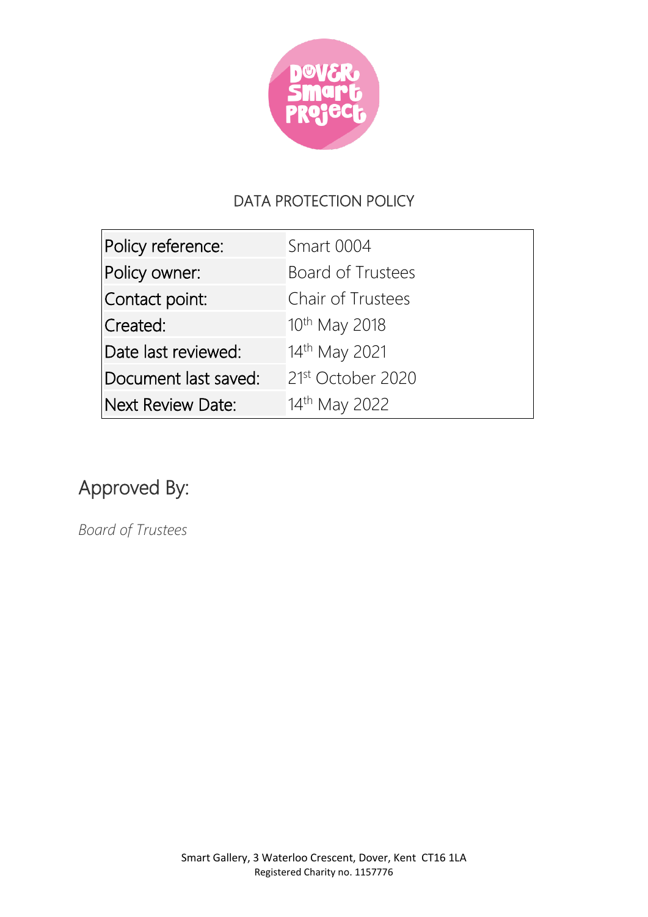# DATA PROTECTION POLICY

| Policy reference: | Smart 0004 |
|---|---|
| Policy owner: | Board of Trustees |
| Contact point: | Chair of Trustees |
| Created: | 10th May 2018 |
| Date last reviewed: | 14th May 2021 |
| Document last saved: | 21st October 2020 |
| Next Review Date: | 14th May 2022 |

## Approved By:

*Board of Trustees*

Smart Gallery, 3 Waterloo Crescent, Dover, Kent CT16 1LA
Registered Charity no. 1157776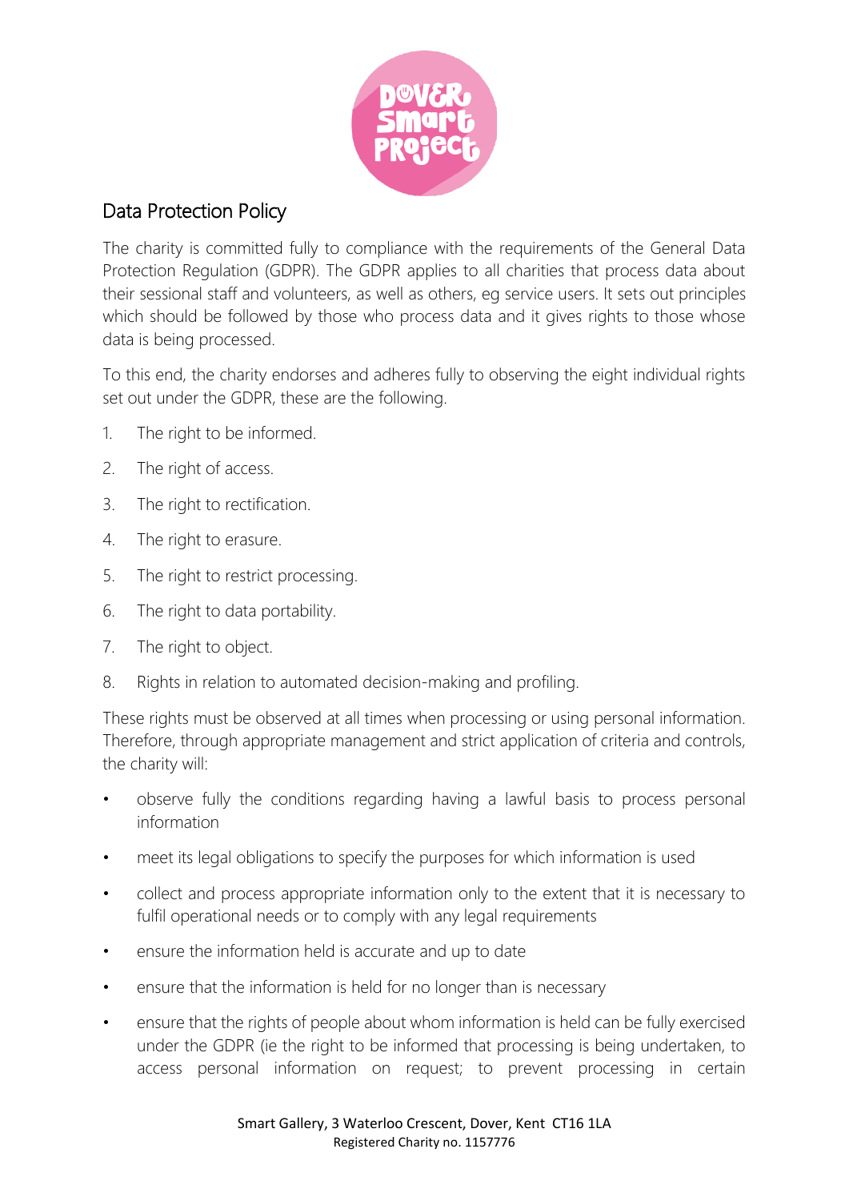## Data Protection Policy

The charity is committed fully to compliance with the requirements of the General Data Protection Regulation (GDPR). The GDPR applies to all charities that process data about their sessional staff and volunteers, as well as others, eg service users. It sets out principles which should be followed by those who process data and it gives rights to those whose data is being processed.

To this end, the charity endorses and adheres fully to observing the eight individual rights set out under the GDPR, these are the following.

1. The right to be informed.
2. The right of access.
3. The right to rectification.
4. The right to erasure.
5. The right to restrict processing.
6. The right to data portability.
7. The right to object.
8. Rights in relation to automated decision-making and profiling.

These rights must be observed at all times when processing or using personal information. Therefore, through appropriate management and strict application of criteria and controls, the charity will:

- observe fully the conditions regarding having a lawful basis to process personal information
- meet its legal obligations to specify the purposes for which information is used
- collect and process appropriate information only to the extent that it is necessary to fulfil operational needs or to comply with any legal requirements
- ensure the information held is accurate and up to date
- ensure that the information is held for no longer than is necessary
- ensure that the rights of people about whom information is held can be fully exercised under the GDPR (ie the right to be informed that processing is being undertaken, to access personal information on request; to prevent processing in certain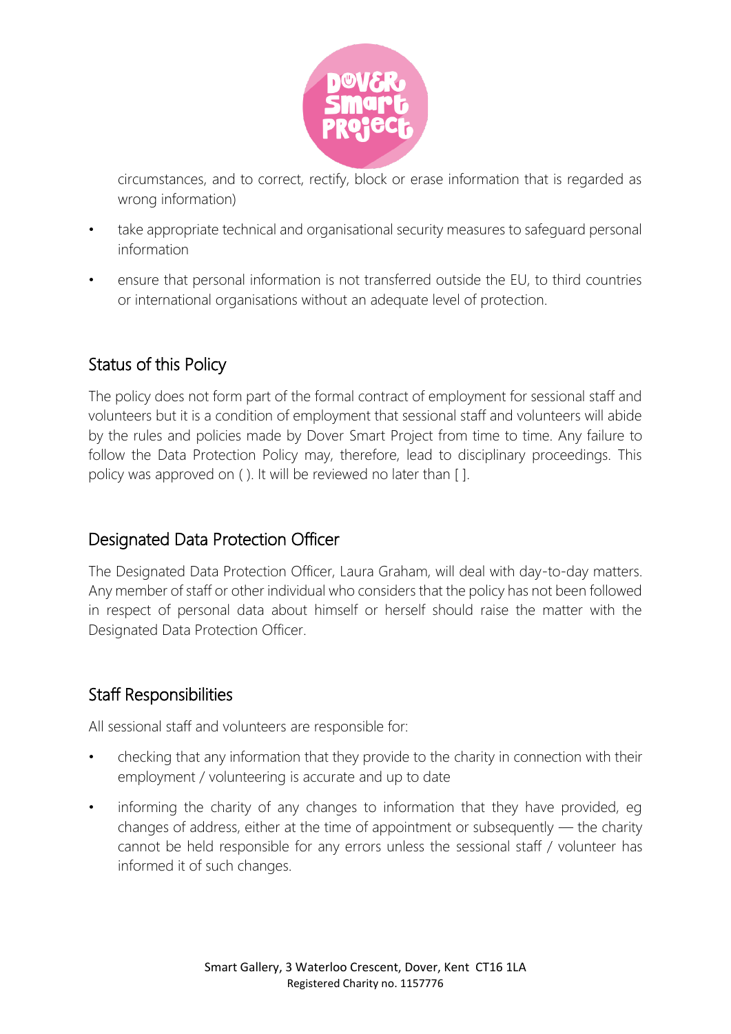circumstances, and to correct, rectify, block or erase information that is regarded as wrong information)

- take appropriate technical and organisational security measures to safeguard personal information
- ensure that personal information is not transferred outside the EU, to third countries or international organisations without an adequate level of protection.

## Status of this Policy

The policy does not form part of the formal contract of employment for sessional staff and volunteers but it is a condition of employment that sessional staff and volunteers will abide by the rules and policies made by Dover Smart Project from time to time. Any failure to follow the Data Protection Policy may, therefore, lead to disciplinary proceedings. This policy was approved on ( ). It will be reviewed no later than [ ].

## Designated Data Protection Officer

The Designated Data Protection Officer, Laura Graham, will deal with day-to-day matters. Any member of staff or other individual who considers that the policy has not been followed in respect of personal data about himself or herself should raise the matter with the Designated Data Protection Officer.

## Staff Responsibilities

All sessional staff and volunteers are responsible for:

- checking that any information that they provide to the charity in connection with their employment / volunteering is accurate and up to date
- informing the charity of any changes to information that they have provided, eg changes of address, either at the time of appointment or subsequently — the charity cannot be held responsible for any errors unless the sessional staff / volunteer has informed it of such changes.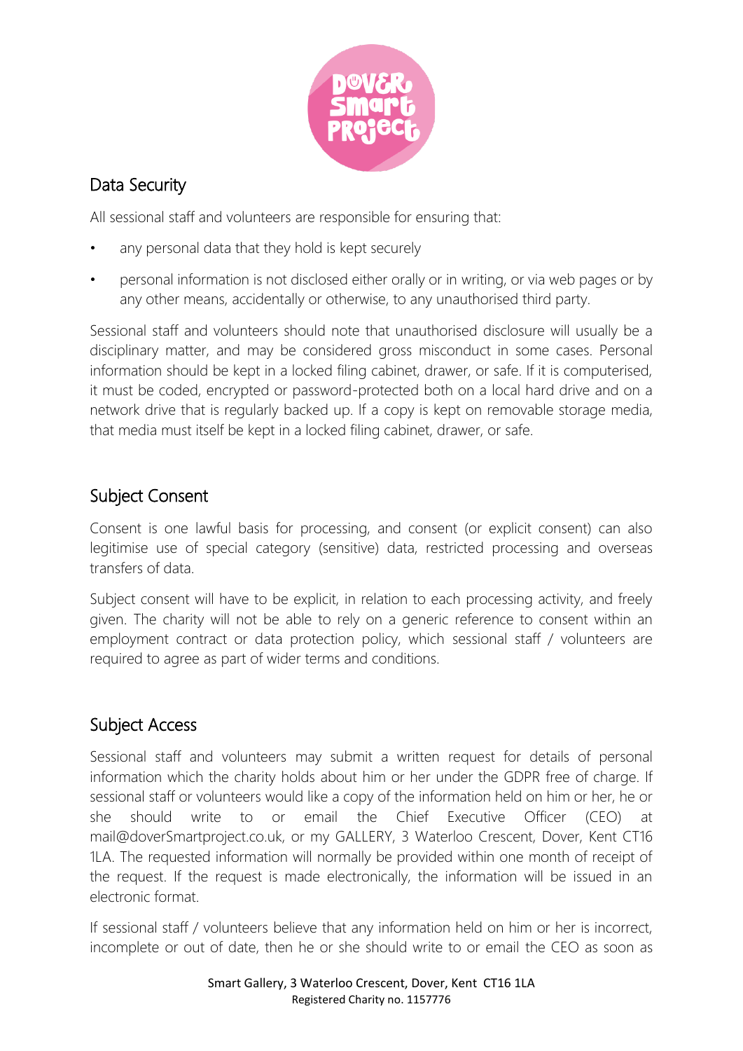## Data Security

All sessional staff and volunteers are responsible for ensuring that:

- any personal data that they hold is kept securely
- personal information is not disclosed either orally or in writing, or via web pages or by any other means, accidentally or otherwise, to any unauthorised third party.

Sessional staff and volunteers should note that unauthorised disclosure will usually be a disciplinary matter, and may be considered gross misconduct in some cases. Personal information should be kept in a locked filing cabinet, drawer, or safe. If it is computerised, it must be coded, encrypted or password-protected both on a local hard drive and on a network drive that is regularly backed up. If a copy is kept on removable storage media, that media must itself be kept in a locked filing cabinet, drawer, or safe.

## Subject Consent

Consent is one lawful basis for processing, and consent (or explicit consent) can also legitimise use of special category (sensitive) data, restricted processing and overseas transfers of data.

Subject consent will have to be explicit, in relation to each processing activity, and freely given. The charity will not be able to rely on a generic reference to consent within an employment contract or data protection policy, which sessional staff / volunteers are required to agree as part of wider terms and conditions.

## Subject Access

Sessional staff and volunteers may submit a written request for details of personal information which the charity holds about him or her under the GDPR free of charge. If sessional staff or volunteers would like a copy of the information held on him or her, he or she should write to or email the Chief Executive Officer (CEO) at mail@doverSmartproject.co.uk, or my GALLERY, 3 Waterloo Crescent, Dover, Kent CT16 1LA. The requested information will normally be provided within one month of receipt of the request. If the request is made electronically, the information will be issued in an electronic format.

If sessional staff / volunteers believe that any information held on him or her is incorrect, incomplete or out of date, then he or she should write to or email the CEO as soon as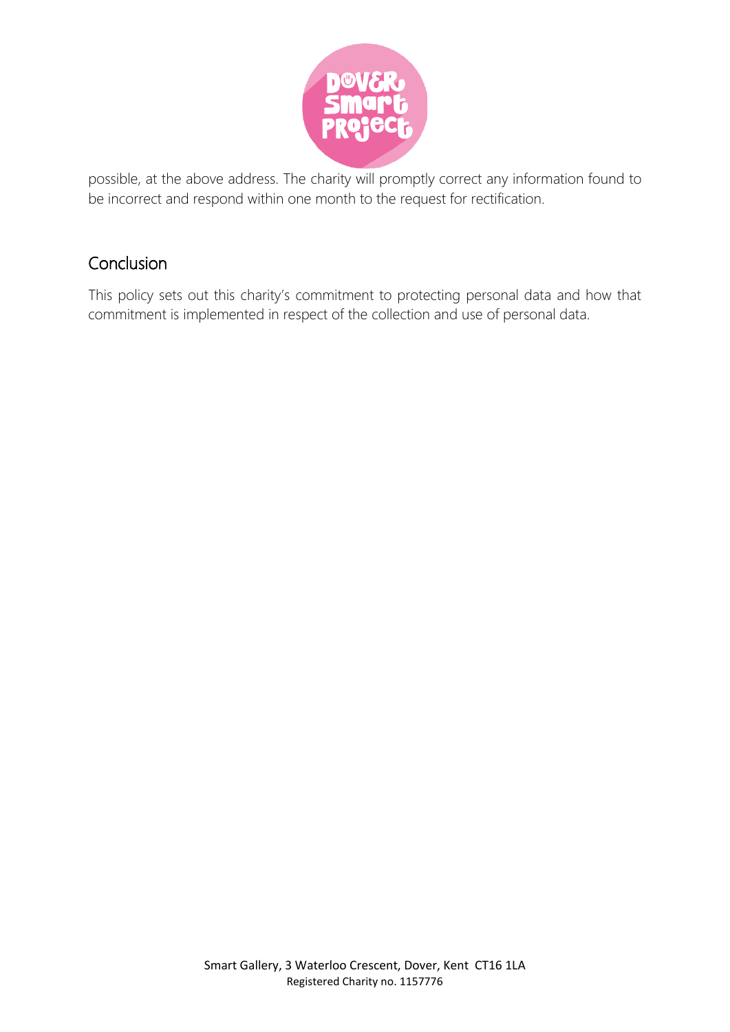possible, at the above address. The charity will promptly correct any information found to be incorrect and respond within one month to the request for rectification.

## Conclusion

This policy sets out this charity's commitment to protecting personal data and how that commitment is implemented in respect of the collection and use of personal data.